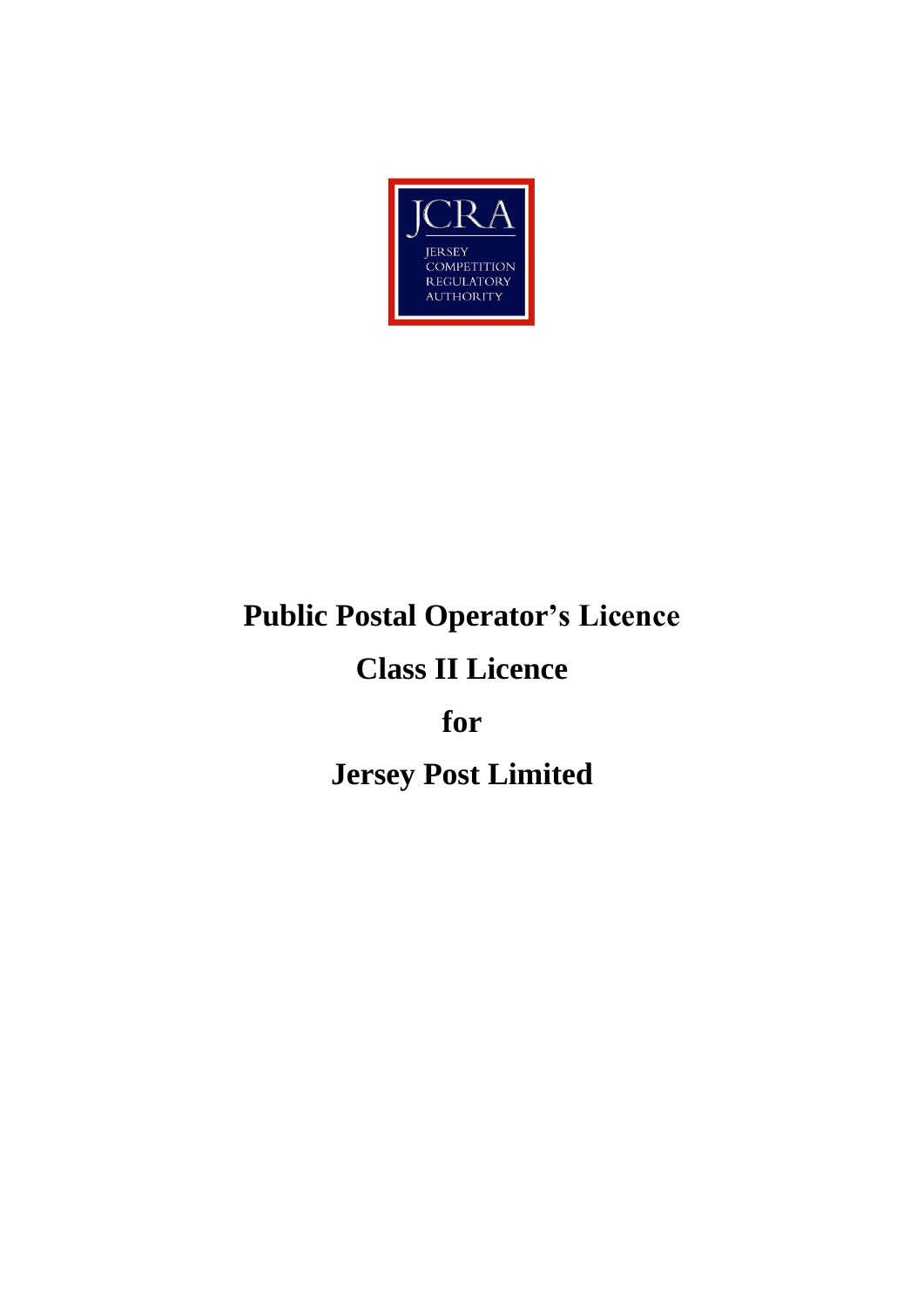JCRA

JERSEY COMPETITION REGULATORY AUTHORITY

# Public Postal Operator's Licence

# Class II Licence

# for

# Jersey Post Limited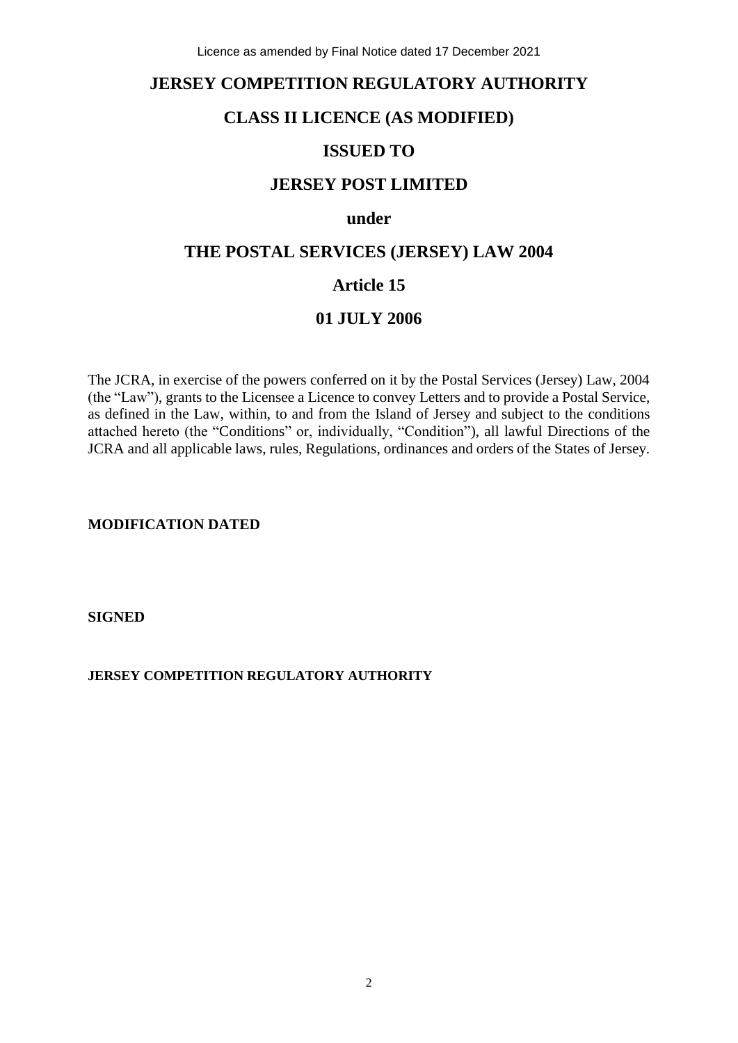Licence as amended by Final Notice dated 17 December 2021

# JERSEY COMPETITION REGULATORY AUTHORITY

## CLASS II LICENCE (AS MODIFIED)

## ISSUED TO

## JERSEY POST LIMITED

## under

## THE POSTAL SERVICES (JERSEY) LAW 2004

## Article 15

## 01 JULY 2006

The JCRA, in exercise of the powers conferred on it by the Postal Services (Jersey) Law, 2004 (the "Law"), grants to the Licensee a Licence to convey Letters and to provide a Postal Service, as defined in the Law, within, to and from the Island of Jersey and subject to the conditions attached hereto (the "Conditions" or, individually, "Condition"), all lawful Directions of the JCRA and all applicable laws, rules, Regulations, ordinances and orders of the States of Jersey.

**MODIFICATION DATED**

**SIGNED**

**JERSEY COMPETITION REGULATORY AUTHORITY**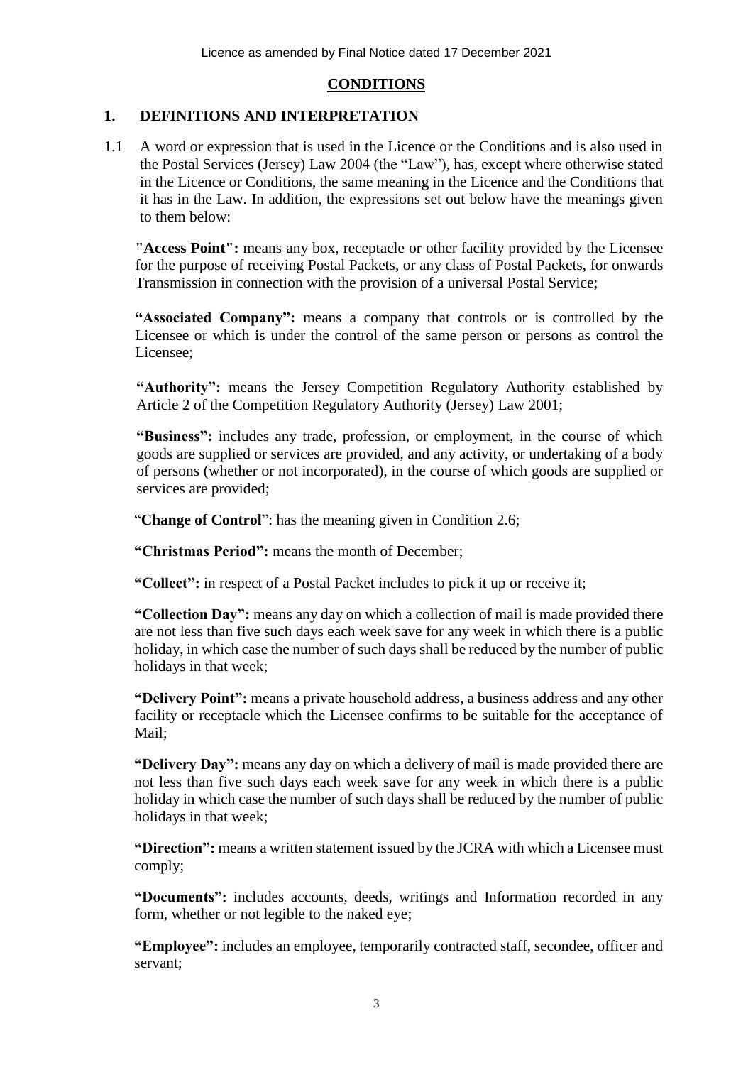## CONDITIONS

### 1. DEFINITIONS AND INTERPRETATION

1.1 A word or expression that is used in the Licence or the Conditions and is also used in the Postal Services (Jersey) Law 2004 (the "Law"), has, except where otherwise stated in the Licence or Conditions, the same meaning in the Licence and the Conditions that it has in the Law. In addition, the expressions set out below have the meanings given to them below:

**"Access Point":** means any box, receptacle or other facility provided by the Licensee for the purpose of receiving Postal Packets, or any class of Postal Packets, for onwards Transmission in connection with the provision of a universal Postal Service;

**"Associated Company":** means a company that controls or is controlled by the Licensee or which is under the control of the same person or persons as control the Licensee;

**"Authority":** means the Jersey Competition Regulatory Authority established by Article 2 of the Competition Regulatory Authority (Jersey) Law 2001;

**"Business":** includes any trade, profession, or employment, in the course of which goods are supplied or services are provided, and any activity, or undertaking of a body of persons (whether or not incorporated), in the course of which goods are supplied or services are provided;

"**Change of Control**": has the meaning given in Condition 2.6;

**"Christmas Period":** means the month of December;

**"Collect":** in respect of a Postal Packet includes to pick it up or receive it;

**"Collection Day":** means any day on which a collection of mail is made provided there are not less than five such days each week save for any week in which there is a public holiday, in which case the number of such days shall be reduced by the number of public holidays in that week;

**"Delivery Point":** means a private household address, a business address and any other facility or receptacle which the Licensee confirms to be suitable for the acceptance of Mail;

**"Delivery Day":** means any day on which a delivery of mail is made provided there are not less than five such days each week save for any week in which there is a public holiday in which case the number of such days shall be reduced by the number of public holidays in that week;

**"Direction":** means a written statement issued by the JCRA with which a Licensee must comply;

**"Documents":** includes accounts, deeds, writings and Information recorded in any form, whether or not legible to the naked eye;

**"Employee":** includes an employee, temporarily contracted staff, secondee, officer and servant;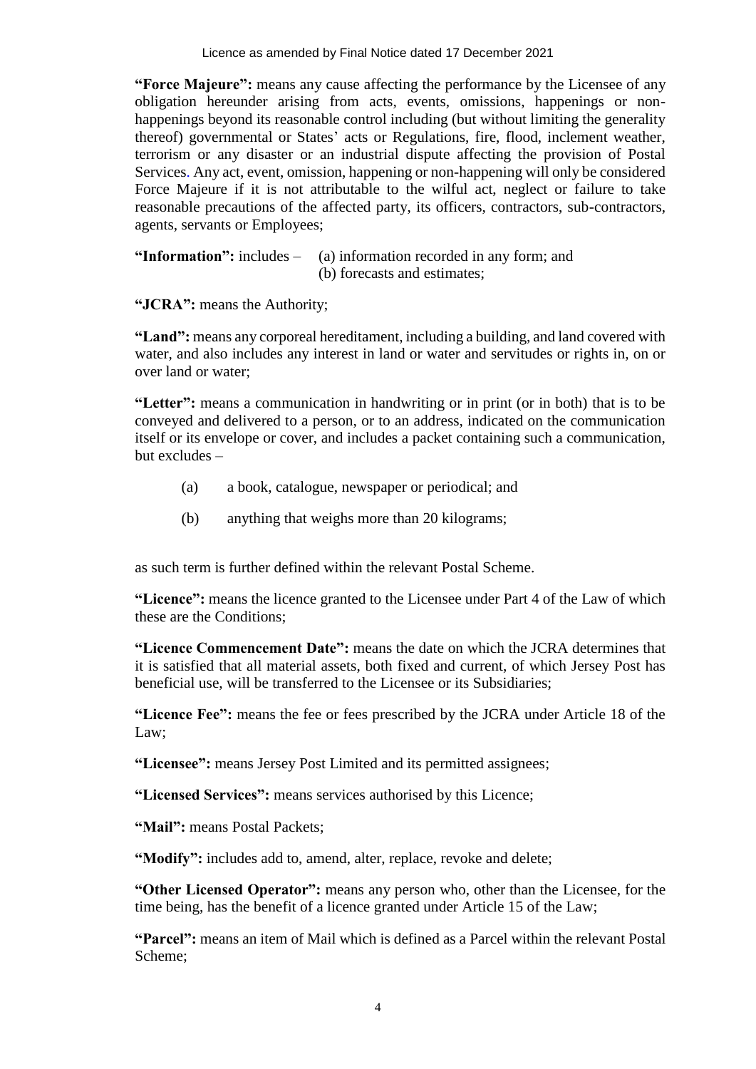**"Force Majeure":** means any cause affecting the performance by the Licensee of any obligation hereunder arising from acts, events, omissions, happenings or non-happenings beyond its reasonable control including (but without limiting the generality thereof) governmental or States' acts or Regulations, fire, flood, inclement weather, terrorism or any disaster or an industrial dispute affecting the provision of Postal Services. Any act, event, omission, happening or non-happening will only be considered Force Majeure if it is not attributable to the wilful act, neglect or failure to take reasonable precautions of the affected party, its officers, contractors, sub-contractors, agents, servants or Employees;

**"Information":** includes – (a) information recorded in any form; and
(b) forecasts and estimates;

**"JCRA":** means the Authority;

**"Land":** means any corporeal hereditament, including a building, and land covered with water, and also includes any interest in land or water and servitudes or rights in, on or over land or water;

**"Letter":** means a communication in handwriting or in print (or in both) that is to be conveyed and delivered to a person, or to an address, indicated on the communication itself or its envelope or cover, and includes a packet containing such a communication, but excludes –

(a) a book, catalogue, newspaper or periodical; and

(b) anything that weighs more than 20 kilograms;

as such term is further defined within the relevant Postal Scheme.

**"Licence":** means the licence granted to the Licensee under Part 4 of the Law of which these are the Conditions;

**"Licence Commencement Date":** means the date on which the JCRA determines that it is satisfied that all material assets, both fixed and current, of which Jersey Post has beneficial use, will be transferred to the Licensee or its Subsidiaries;

**"Licence Fee":** means the fee or fees prescribed by the JCRA under Article 18 of the Law;

**"Licensee":** means Jersey Post Limited and its permitted assignees;

**"Licensed Services":** means services authorised by this Licence;

**"Mail":** means Postal Packets;

**"Modify":** includes add to, amend, alter, replace, revoke and delete;

**"Other Licensed Operator":** means any person who, other than the Licensee, for the time being, has the benefit of a licence granted under Article 15 of the Law;

**"Parcel":** means an item of Mail which is defined as a Parcel within the relevant Postal Scheme;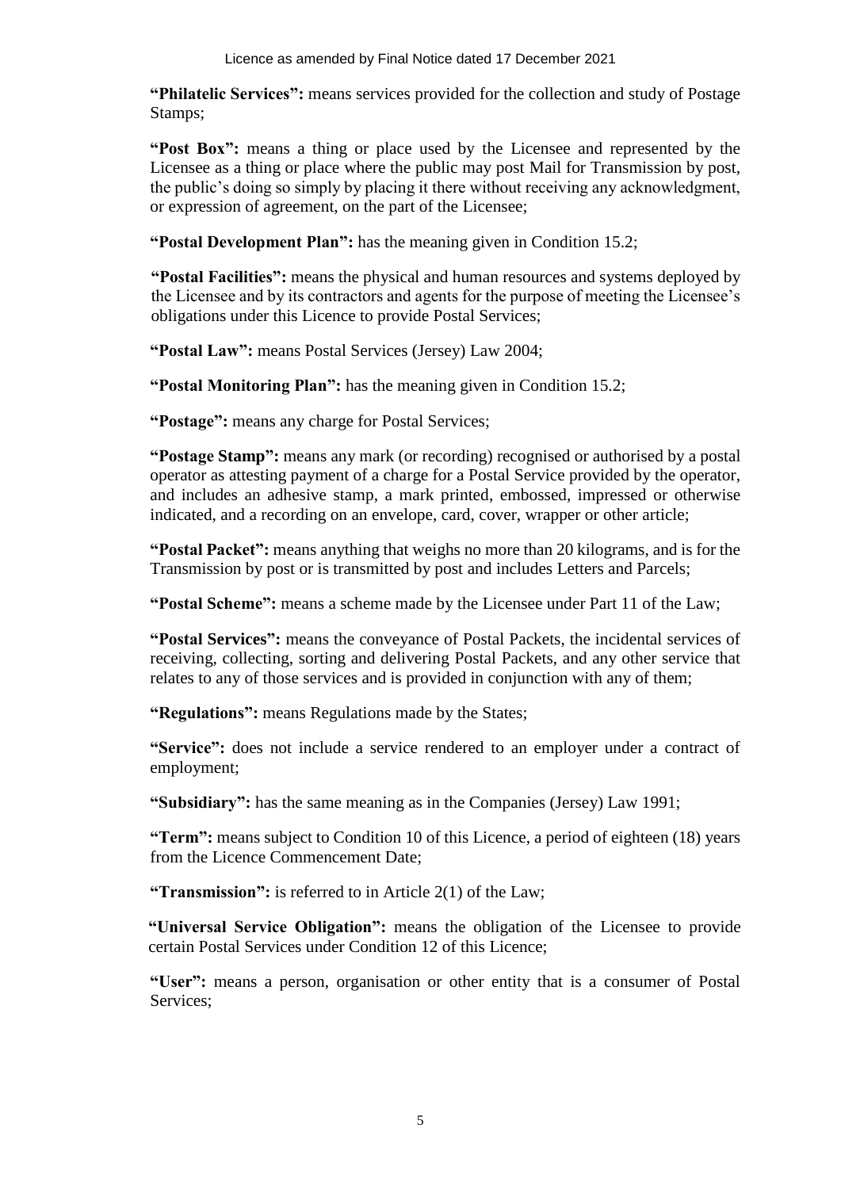**"Philatelic Services":** means services provided for the collection and study of Postage Stamps;

**"Post Box":** means a thing or place used by the Licensee and represented by the Licensee as a thing or place where the public may post Mail for Transmission by post, the public's doing so simply by placing it there without receiving any acknowledgment, or expression of agreement, on the part of the Licensee;

**"Postal Development Plan":** has the meaning given in Condition 15.2;

**"Postal Facilities":** means the physical and human resources and systems deployed by the Licensee and by its contractors and agents for the purpose of meeting the Licensee's obligations under this Licence to provide Postal Services;

**"Postal Law":** means Postal Services (Jersey) Law 2004;

**"Postal Monitoring Plan":** has the meaning given in Condition 15.2;

**"Postage":** means any charge for Postal Services;

**"Postage Stamp":** means any mark (or recording) recognised or authorised by a postal operator as attesting payment of a charge for a Postal Service provided by the operator, and includes an adhesive stamp, a mark printed, embossed, impressed or otherwise indicated, and a recording on an envelope, card, cover, wrapper or other article;

**"Postal Packet":** means anything that weighs no more than 20 kilograms, and is for the Transmission by post or is transmitted by post and includes Letters and Parcels;

**"Postal Scheme":** means a scheme made by the Licensee under Part 11 of the Law;

**"Postal Services":** means the conveyance of Postal Packets, the incidental services of receiving, collecting, sorting and delivering Postal Packets, and any other service that relates to any of those services and is provided in conjunction with any of them;

**"Regulations":** means Regulations made by the States;

**"Service":** does not include a service rendered to an employer under a contract of employment;

**"Subsidiary":** has the same meaning as in the Companies (Jersey) Law 1991;

**"Term":** means subject to Condition 10 of this Licence, a period of eighteen (18) years from the Licence Commencement Date;

**"Transmission":** is referred to in Article 2(1) of the Law;

**"Universal Service Obligation":** means the obligation of the Licensee to provide certain Postal Services under Condition 12 of this Licence;

**"User":** means a person, organisation or other entity that is a consumer of Postal Services;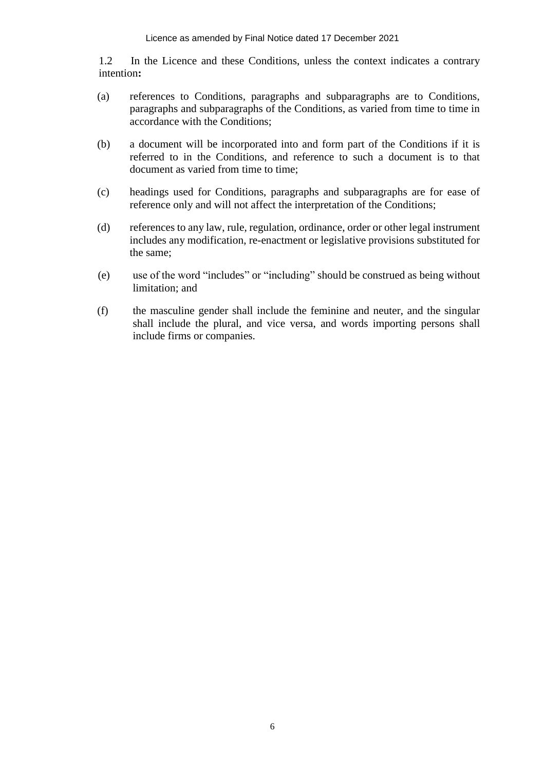1.2 In the Licence and these Conditions, unless the context indicates a contrary intention**:**

(a) references to Conditions, paragraphs and subparagraphs are to Conditions, paragraphs and subparagraphs of the Conditions, as varied from time to time in accordance with the Conditions;

(b) a document will be incorporated into and form part of the Conditions if it is referred to in the Conditions, and reference to such a document is to that document as varied from time to time;

(c) headings used for Conditions, paragraphs and subparagraphs are for ease of reference only and will not affect the interpretation of the Conditions;

(d) references to any law, rule, regulation, ordinance, order or other legal instrument includes any modification, re-enactment or legislative provisions substituted for the same;

(e) use of the word "includes" or "including" should be construed as being without limitation; and

(f) the masculine gender shall include the feminine and neuter, and the singular shall include the plural, and vice versa, and words importing persons shall include firms or companies.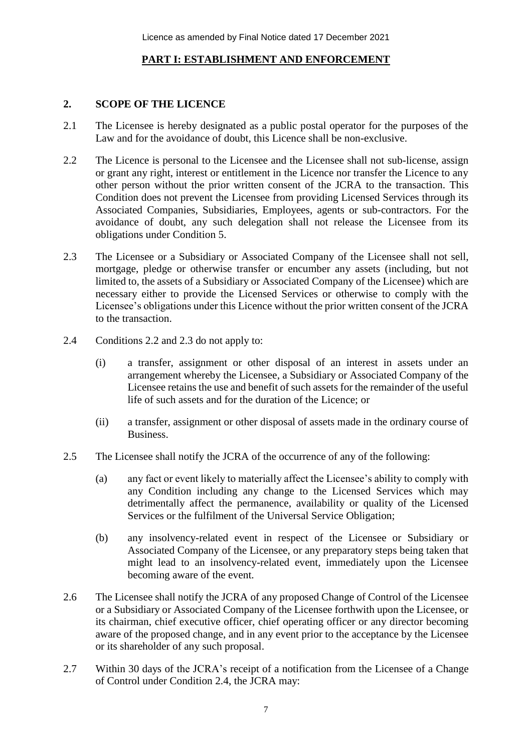## PART I: ESTABLISHMENT AND ENFORCEMENT

### 2. SCOPE OF THE LICENCE

2.1 The Licensee is hereby designated as a public postal operator for the purposes of the Law and for the avoidance of doubt, this Licence shall be non-exclusive.

2.2 The Licence is personal to the Licensee and the Licensee shall not sub-license, assign or grant any right, interest or entitlement in the Licence nor transfer the Licence to any other person without the prior written consent of the JCRA to the transaction. This Condition does not prevent the Licensee from providing Licensed Services through its Associated Companies, Subsidiaries, Employees, agents or sub-contractors. For the avoidance of doubt, any such delegation shall not release the Licensee from its obligations under Condition 5.

2.3 The Licensee or a Subsidiary or Associated Company of the Licensee shall not sell, mortgage, pledge or otherwise transfer or encumber any assets (including, but not limited to, the assets of a Subsidiary or Associated Company of the Licensee) which are necessary either to provide the Licensed Services or otherwise to comply with the Licensee's obligations under this Licence without the prior written consent of the JCRA to the transaction.

2.4 Conditions 2.2 and 2.3 do not apply to:

(i) a transfer, assignment or other disposal of an interest in assets under an arrangement whereby the Licensee, a Subsidiary or Associated Company of the Licensee retains the use and benefit of such assets for the remainder of the useful life of such assets and for the duration of the Licence; or

(ii) a transfer, assignment or other disposal of assets made in the ordinary course of Business.

2.5 The Licensee shall notify the JCRA of the occurrence of any of the following:

(a) any fact or event likely to materially affect the Licensee's ability to comply with any Condition including any change to the Licensed Services which may detrimentally affect the permanence, availability or quality of the Licensed Services or the fulfilment of the Universal Service Obligation;

(b) any insolvency-related event in respect of the Licensee or Subsidiary or Associated Company of the Licensee, or any preparatory steps being taken that might lead to an insolvency-related event, immediately upon the Licensee becoming aware of the event.

2.6 The Licensee shall notify the JCRA of any proposed Change of Control of the Licensee or a Subsidiary or Associated Company of the Licensee forthwith upon the Licensee, or its chairman, chief executive officer, chief operating officer or any director becoming aware of the proposed change, and in any event prior to the acceptance by the Licensee or its shareholder of any such proposal.

2.7 Within 30 days of the JCRA's receipt of a notification from the Licensee of a Change of Control under Condition 2.4, the JCRA may: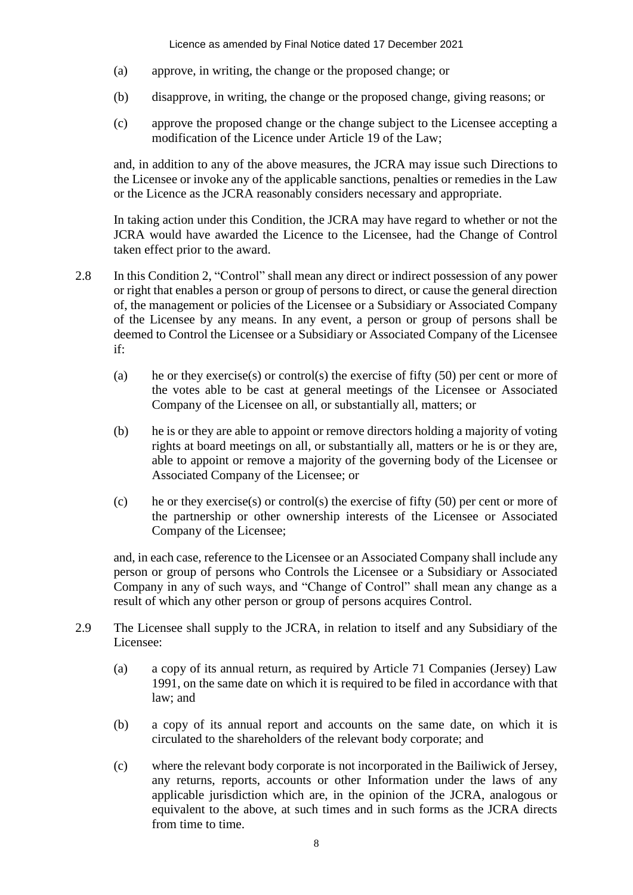(a) approve, in writing, the change or the proposed change; or

(b) disapprove, in writing, the change or the proposed change, giving reasons; or

(c) approve the proposed change or the change subject to the Licensee accepting a modification of the Licence under Article 19 of the Law;

and, in addition to any of the above measures, the JCRA may issue such Directions to the Licensee or invoke any of the applicable sanctions, penalties or remedies in the Law or the Licence as the JCRA reasonably considers necessary and appropriate.

In taking action under this Condition, the JCRA may have regard to whether or not the JCRA would have awarded the Licence to the Licensee, had the Change of Control taken effect prior to the award.

2.8 In this Condition 2, "Control" shall mean any direct or indirect possession of any power or right that enables a person or group of persons to direct, or cause the general direction of, the management or policies of the Licensee or a Subsidiary or Associated Company of the Licensee by any means. In any event, a person or group of persons shall be deemed to Control the Licensee or a Subsidiary or Associated Company of the Licensee if:

(a) he or they exercise(s) or control(s) the exercise of fifty (50) per cent or more of the votes able to be cast at general meetings of the Licensee or Associated Company of the Licensee on all, or substantially all, matters; or

(b) he is or they are able to appoint or remove directors holding a majority of voting rights at board meetings on all, or substantially all, matters or he is or they are, able to appoint or remove a majority of the governing body of the Licensee or Associated Company of the Licensee; or

(c) he or they exercise(s) or control(s) the exercise of fifty (50) per cent or more of the partnership or other ownership interests of the Licensee or Associated Company of the Licensee;

and, in each case, reference to the Licensee or an Associated Company shall include any person or group of persons who Controls the Licensee or a Subsidiary or Associated Company in any of such ways, and "Change of Control" shall mean any change as a result of which any other person or group of persons acquires Control.

2.9 The Licensee shall supply to the JCRA, in relation to itself and any Subsidiary of the Licensee:

(a) a copy of its annual return, as required by Article 71 Companies (Jersey) Law 1991, on the same date on which it is required to be filed in accordance with that law; and

(b) a copy of its annual report and accounts on the same date, on which it is circulated to the shareholders of the relevant body corporate; and

(c) where the relevant body corporate is not incorporated in the Bailiwick of Jersey, any returns, reports, accounts or other Information under the laws of any applicable jurisdiction which are, in the opinion of the JCRA, analogous or equivalent to the above, at such times and in such forms as the JCRA directs from time to time.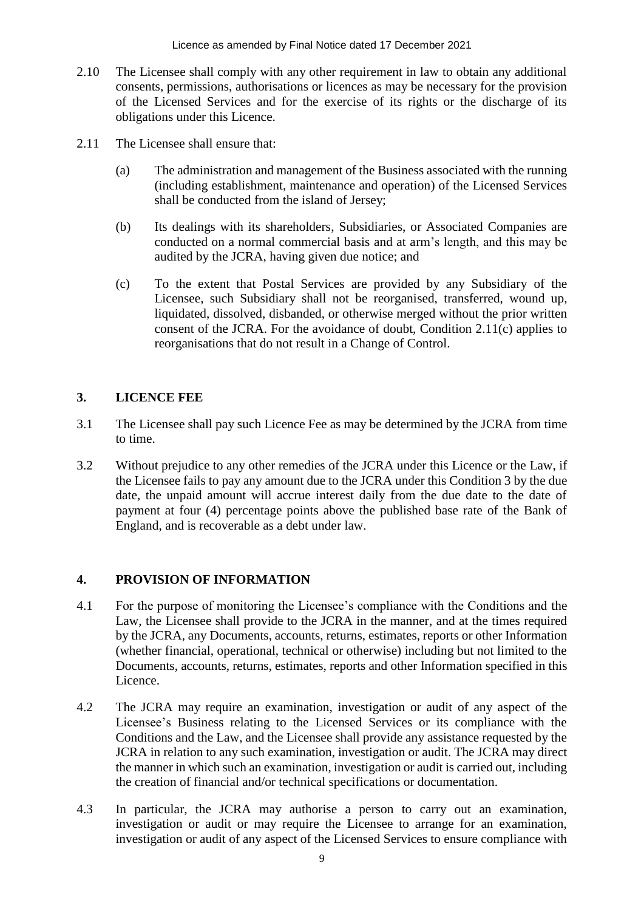2.10 The Licensee shall comply with any other requirement in law to obtain any additional consents, permissions, authorisations or licences as may be necessary for the provision of the Licensed Services and for the exercise of its rights or the discharge of its obligations under this Licence.

2.11 The Licensee shall ensure that:

(a) The administration and management of the Business associated with the running (including establishment, maintenance and operation) of the Licensed Services shall be conducted from the island of Jersey;

(b) Its dealings with its shareholders, Subsidiaries, or Associated Companies are conducted on a normal commercial basis and at arm's length, and this may be audited by the JCRA, having given due notice; and

(c) To the extent that Postal Services are provided by any Subsidiary of the Licensee, such Subsidiary shall not be reorganised, transferred, wound up, liquidated, dissolved, disbanded, or otherwise merged without the prior written consent of the JCRA. For the avoidance of doubt, Condition 2.11(c) applies to reorganisations that do not result in a Change of Control.

## 3. LICENCE FEE

3.1 The Licensee shall pay such Licence Fee as may be determined by the JCRA from time to time.

3.2 Without prejudice to any other remedies of the JCRA under this Licence or the Law, if the Licensee fails to pay any amount due to the JCRA under this Condition 3 by the due date, the unpaid amount will accrue interest daily from the due date to the date of payment at four (4) percentage points above the published base rate of the Bank of England, and is recoverable as a debt under law.

## 4. PROVISION OF INFORMATION

4.1 For the purpose of monitoring the Licensee's compliance with the Conditions and the Law, the Licensee shall provide to the JCRA in the manner, and at the times required by the JCRA, any Documents, accounts, returns, estimates, reports or other Information (whether financial, operational, technical or otherwise) including but not limited to the Documents, accounts, returns, estimates, reports and other Information specified in this Licence.

4.2 The JCRA may require an examination, investigation or audit of any aspect of the Licensee's Business relating to the Licensed Services or its compliance with the Conditions and the Law, and the Licensee shall provide any assistance requested by the JCRA in relation to any such examination, investigation or audit. The JCRA may direct the manner in which such an examination, investigation or audit is carried out, including the creation of financial and/or technical specifications or documentation.

4.3 In particular, the JCRA may authorise a person to carry out an examination, investigation or audit or may require the Licensee to arrange for an examination, investigation or audit of any aspect of the Licensed Services to ensure compliance with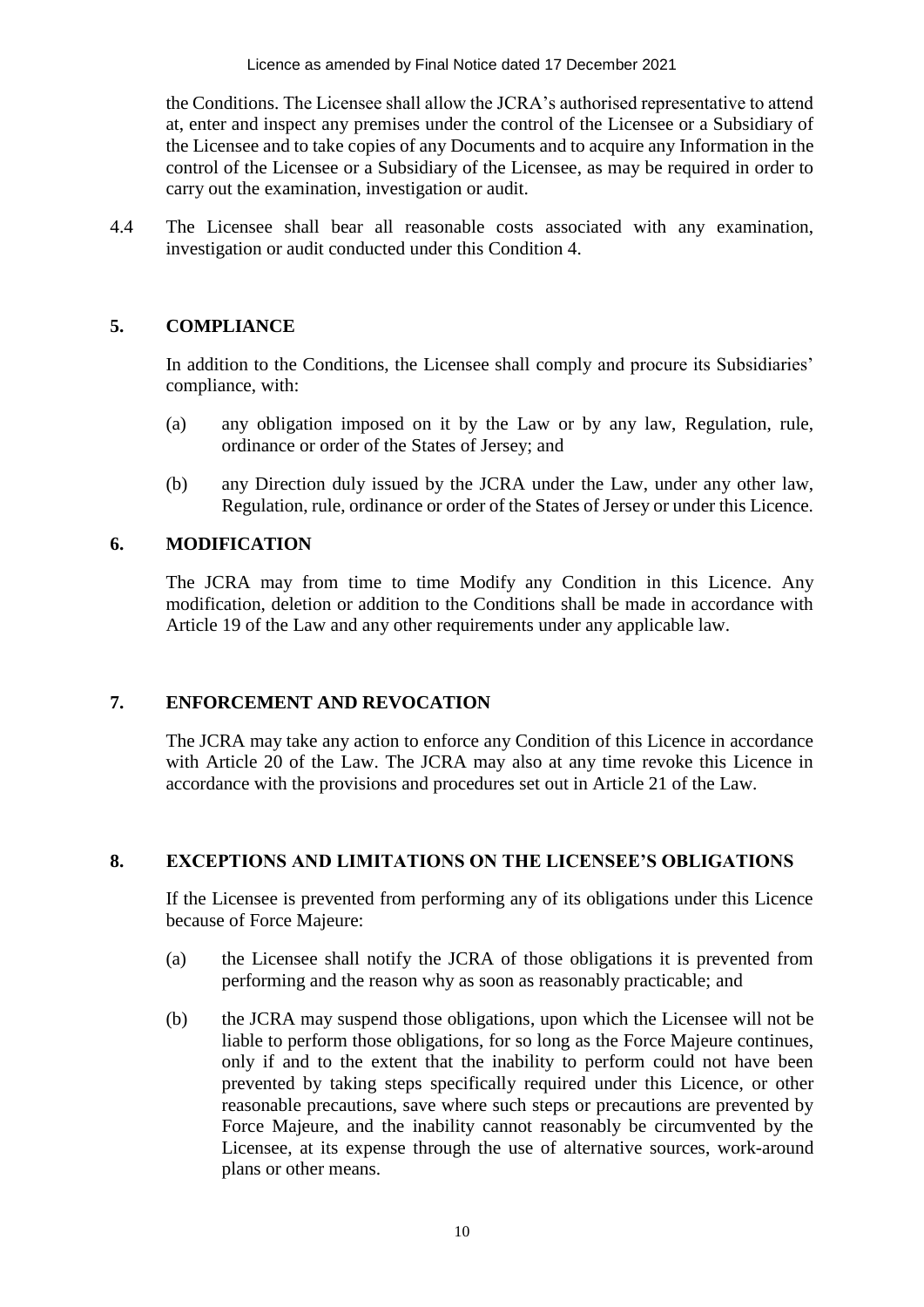the Conditions. The Licensee shall allow the JCRA's authorised representative to attend at, enter and inspect any premises under the control of the Licensee or a Subsidiary of the Licensee and to take copies of any Documents and to acquire any Information in the control of the Licensee or a Subsidiary of the Licensee, as may be required in order to carry out the examination, investigation or audit.

4.4 The Licensee shall bear all reasonable costs associated with any examination, investigation or audit conducted under this Condition 4.

## 5. COMPLIANCE

In addition to the Conditions, the Licensee shall comply and procure its Subsidiaries' compliance, with:

(a) any obligation imposed on it by the Law or by any law, Regulation, rule, ordinance or order of the States of Jersey; and

(b) any Direction duly issued by the JCRA under the Law, under any other law, Regulation, rule, ordinance or order of the States of Jersey or under this Licence.

## 6. MODIFICATION

The JCRA may from time to time Modify any Condition in this Licence. Any modification, deletion or addition to the Conditions shall be made in accordance with Article 19 of the Law and any other requirements under any applicable law.

## 7. ENFORCEMENT AND REVOCATION

The JCRA may take any action to enforce any Condition of this Licence in accordance with Article 20 of the Law. The JCRA may also at any time revoke this Licence in accordance with the provisions and procedures set out in Article 21 of the Law.

## 8. EXCEPTIONS AND LIMITATIONS ON THE LICENSEE'S OBLIGATIONS

If the Licensee is prevented from performing any of its obligations under this Licence because of Force Majeure:

(a) the Licensee shall notify the JCRA of those obligations it is prevented from performing and the reason why as soon as reasonably practicable; and

(b) the JCRA may suspend those obligations, upon which the Licensee will not be liable to perform those obligations, for so long as the Force Majeure continues, only if and to the extent that the inability to perform could not have been prevented by taking steps specifically required under this Licence, or other reasonable precautions, save where such steps or precautions are prevented by Force Majeure, and the inability cannot reasonably be circumvented by the Licensee, at its expense through the use of alternative sources, work-around plans or other means.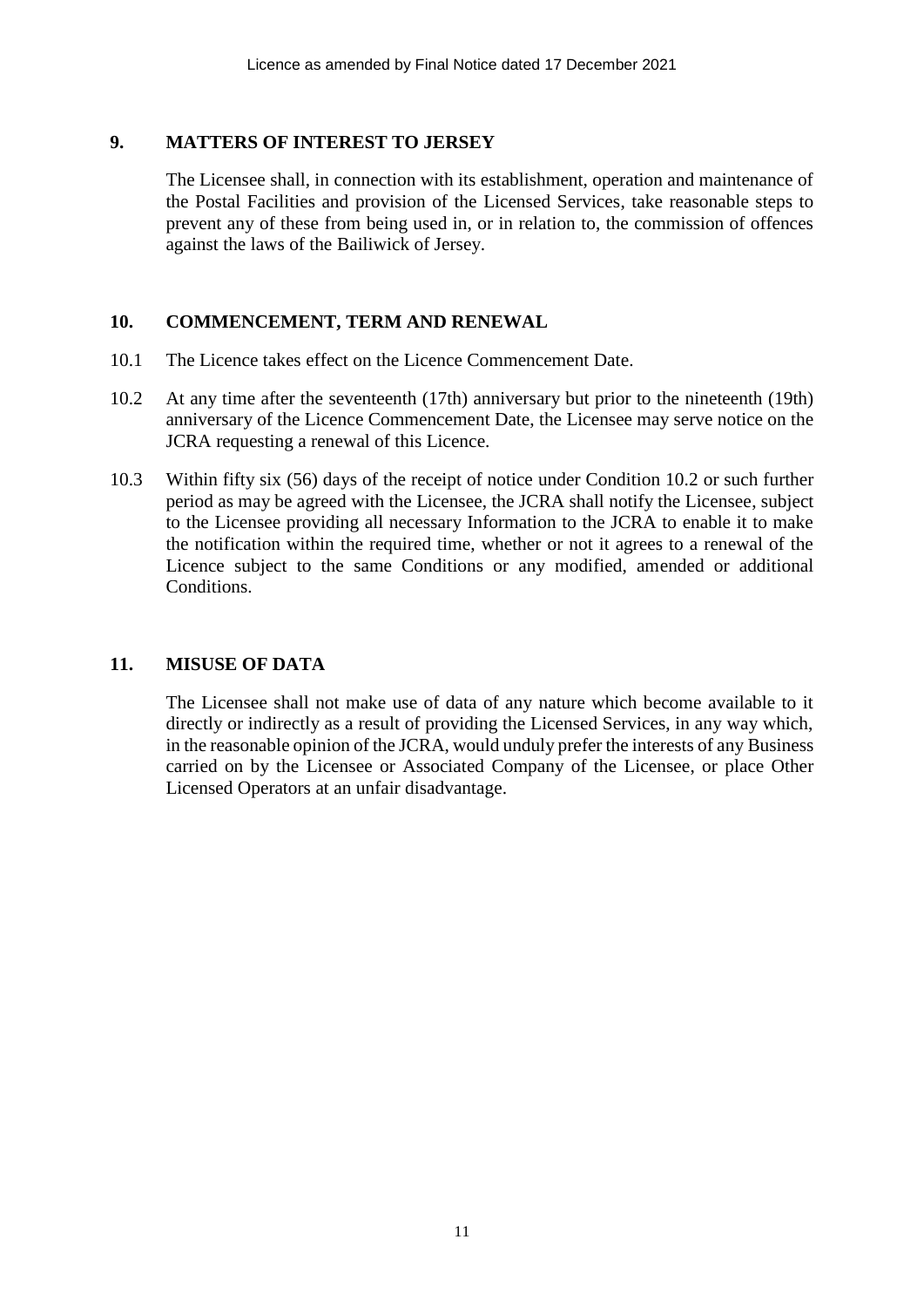## 9. MATTERS OF INTEREST TO JERSEY

The Licensee shall, in connection with its establishment, operation and maintenance of the Postal Facilities and provision of the Licensed Services, take reasonable steps to prevent any of these from being used in, or in relation to, the commission of offences against the laws of the Bailiwick of Jersey.

## 10. COMMENCEMENT, TERM AND RENEWAL

10.1 The Licence takes effect on the Licence Commencement Date.

10.2 At any time after the seventeenth (17th) anniversary but prior to the nineteenth (19th) anniversary of the Licence Commencement Date, the Licensee may serve notice on the JCRA requesting a renewal of this Licence.

10.3 Within fifty six (56) days of the receipt of notice under Condition 10.2 or such further period as may be agreed with the Licensee, the JCRA shall notify the Licensee, subject to the Licensee providing all necessary Information to the JCRA to enable it to make the notification within the required time, whether or not it agrees to a renewal of the Licence subject to the same Conditions or any modified, amended or additional Conditions.

## 11. MISUSE OF DATA

The Licensee shall not make use of data of any nature which become available to it directly or indirectly as a result of providing the Licensed Services, in any way which, in the reasonable opinion of the JCRA, would unduly prefer the interests of any Business carried on by the Licensee or Associated Company of the Licensee, or place Other Licensed Operators at an unfair disadvantage.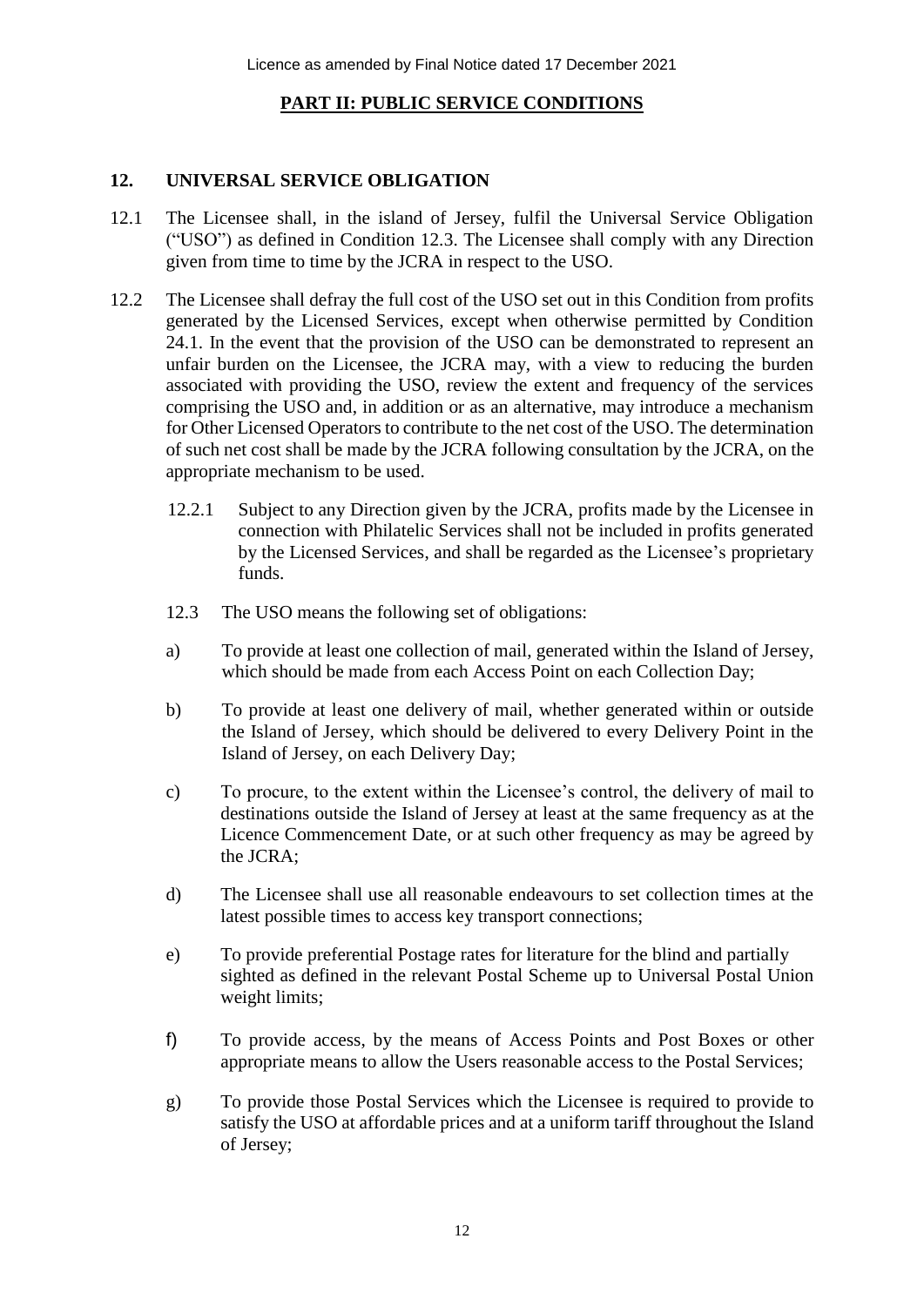## PART II: PUBLIC SERVICE CONDITIONS

### 12. UNIVERSAL SERVICE OBLIGATION

12.1 The Licensee shall, in the island of Jersey, fulfil the Universal Service Obligation ("USO") as defined in Condition 12.3. The Licensee shall comply with any Direction given from time to time by the JCRA in respect to the USO.

12.2 The Licensee shall defray the full cost of the USO set out in this Condition from profits generated by the Licensed Services, except when otherwise permitted by Condition 24.1. In the event that the provision of the USO can be demonstrated to represent an unfair burden on the Licensee, the JCRA may, with a view to reducing the burden associated with providing the USO, review the extent and frequency of the services comprising the USO and, in addition or as an alternative, may introduce a mechanism for Other Licensed Operators to contribute to the net cost of the USO. The determination of such net cost shall be made by the JCRA following consultation by the JCRA, on the appropriate mechanism to be used.

12.2.1 Subject to any Direction given by the JCRA, profits made by the Licensee in connection with Philatelic Services shall not be included in profits generated by the Licensed Services, and shall be regarded as the Licensee's proprietary funds.

12.3 The USO means the following set of obligations:

a) To provide at least one collection of mail, generated within the Island of Jersey, which should be made from each Access Point on each Collection Day;

b) To provide at least one delivery of mail, whether generated within or outside the Island of Jersey, which should be delivered to every Delivery Point in the Island of Jersey, on each Delivery Day;

c) To procure, to the extent within the Licensee's control, the delivery of mail to destinations outside the Island of Jersey at least at the same frequency as at the Licence Commencement Date, or at such other frequency as may be agreed by the JCRA;

d) The Licensee shall use all reasonable endeavours to set collection times at the latest possible times to access key transport connections;

e) To provide preferential Postage rates for literature for the blind and partially sighted as defined in the relevant Postal Scheme up to Universal Postal Union weight limits;

f) To provide access, by the means of Access Points and Post Boxes or other appropriate means to allow the Users reasonable access to the Postal Services;

g) To provide those Postal Services which the Licensee is required to provide to satisfy the USO at affordable prices and at a uniform tariff throughout the Island of Jersey;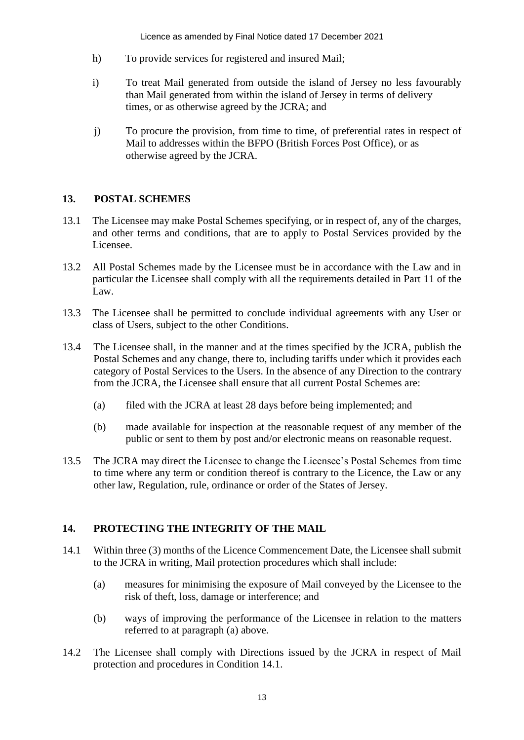h) To provide services for registered and insured Mail;

i) To treat Mail generated from outside the island of Jersey no less favourably than Mail generated from within the island of Jersey in terms of delivery times, or as otherwise agreed by the JCRA; and

j) To procure the provision, from time to time, of preferential rates in respect of Mail to addresses within the BFPO (British Forces Post Office), or as otherwise agreed by the JCRA.

## 13. POSTAL SCHEMES

13.1 The Licensee may make Postal Schemes specifying, or in respect of, any of the charges, and other terms and conditions, that are to apply to Postal Services provided by the Licensee.

13.2 All Postal Schemes made by the Licensee must be in accordance with the Law and in particular the Licensee shall comply with all the requirements detailed in Part 11 of the Law.

13.3 The Licensee shall be permitted to conclude individual agreements with any User or class of Users, subject to the other Conditions.

13.4 The Licensee shall, in the manner and at the times specified by the JCRA, publish the Postal Schemes and any change, there to, including tariffs under which it provides each category of Postal Services to the Users. In the absence of any Direction to the contrary from the JCRA, the Licensee shall ensure that all current Postal Schemes are:

(a) filed with the JCRA at least 28 days before being implemented; and

(b) made available for inspection at the reasonable request of any member of the public or sent to them by post and/or electronic means on reasonable request.

13.5 The JCRA may direct the Licensee to change the Licensee's Postal Schemes from time to time where any term or condition thereof is contrary to the Licence, the Law or any other law, Regulation, rule, ordinance or order of the States of Jersey.

## 14. PROTECTING THE INTEGRITY OF THE MAIL

14.1 Within three (3) months of the Licence Commencement Date, the Licensee shall submit to the JCRA in writing, Mail protection procedures which shall include:

(a) measures for minimising the exposure of Mail conveyed by the Licensee to the risk of theft, loss, damage or interference; and

(b) ways of improving the performance of the Licensee in relation to the matters referred to at paragraph (a) above.

14.2 The Licensee shall comply with Directions issued by the JCRA in respect of Mail protection and procedures in Condition 14.1.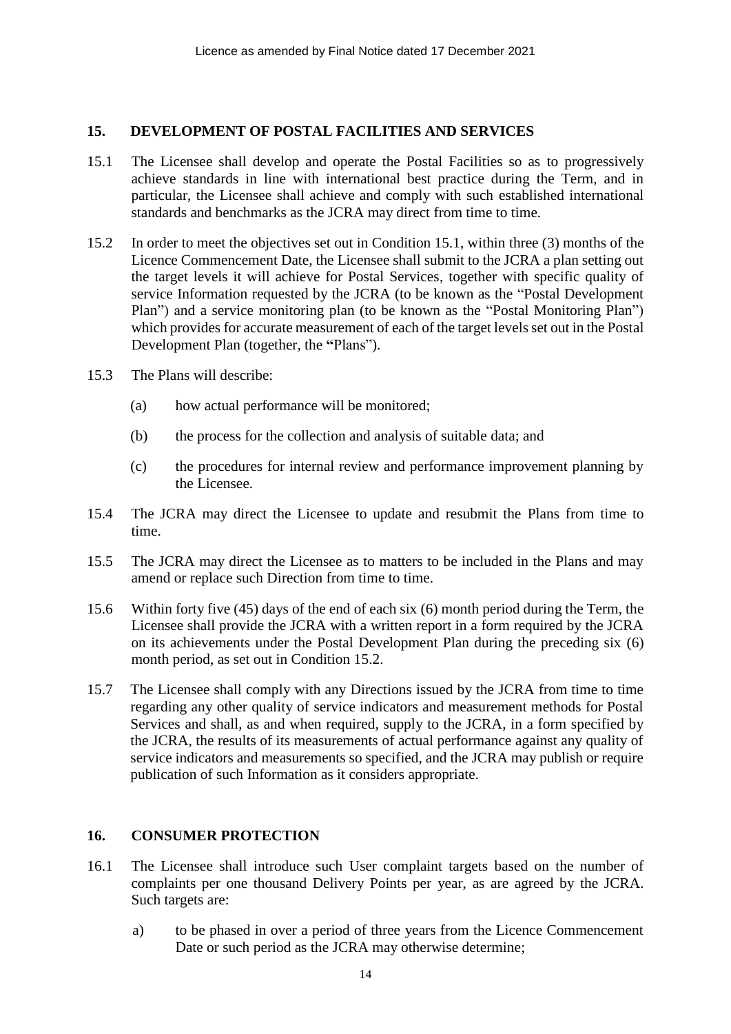## 15. DEVELOPMENT OF POSTAL FACILITIES AND SERVICES

15.1 The Licensee shall develop and operate the Postal Facilities so as to progressively achieve standards in line with international best practice during the Term, and in particular, the Licensee shall achieve and comply with such established international standards and benchmarks as the JCRA may direct from time to time.

15.2 In order to meet the objectives set out in Condition 15.1, within three (3) months of the Licence Commencement Date, the Licensee shall submit to the JCRA a plan setting out the target levels it will achieve for Postal Services, together with specific quality of service Information requested by the JCRA (to be known as the "Postal Development Plan") and a service monitoring plan (to be known as the "Postal Monitoring Plan") which provides for accurate measurement of each of the target levels set out in the Postal Development Plan (together, the **"**Plans").

15.3 The Plans will describe:

(a) how actual performance will be monitored;

(b) the process for the collection and analysis of suitable data; and

(c) the procedures for internal review and performance improvement planning by the Licensee.

15.4 The JCRA may direct the Licensee to update and resubmit the Plans from time to time.

15.5 The JCRA may direct the Licensee as to matters to be included in the Plans and may amend or replace such Direction from time to time.

15.6 Within forty five (45) days of the end of each six (6) month period during the Term, the Licensee shall provide the JCRA with a written report in a form required by the JCRA on its achievements under the Postal Development Plan during the preceding six (6) month period, as set out in Condition 15.2.

15.7 The Licensee shall comply with any Directions issued by the JCRA from time to time regarding any other quality of service indicators and measurement methods for Postal Services and shall, as and when required, supply to the JCRA, in a form specified by the JCRA, the results of its measurements of actual performance against any quality of service indicators and measurements so specified, and the JCRA may publish or require publication of such Information as it considers appropriate.

## 16. CONSUMER PROTECTION

16.1 The Licensee shall introduce such User complaint targets based on the number of complaints per one thousand Delivery Points per year, as are agreed by the JCRA. Such targets are:

a) to be phased in over a period of three years from the Licence Commencement Date or such period as the JCRA may otherwise determine;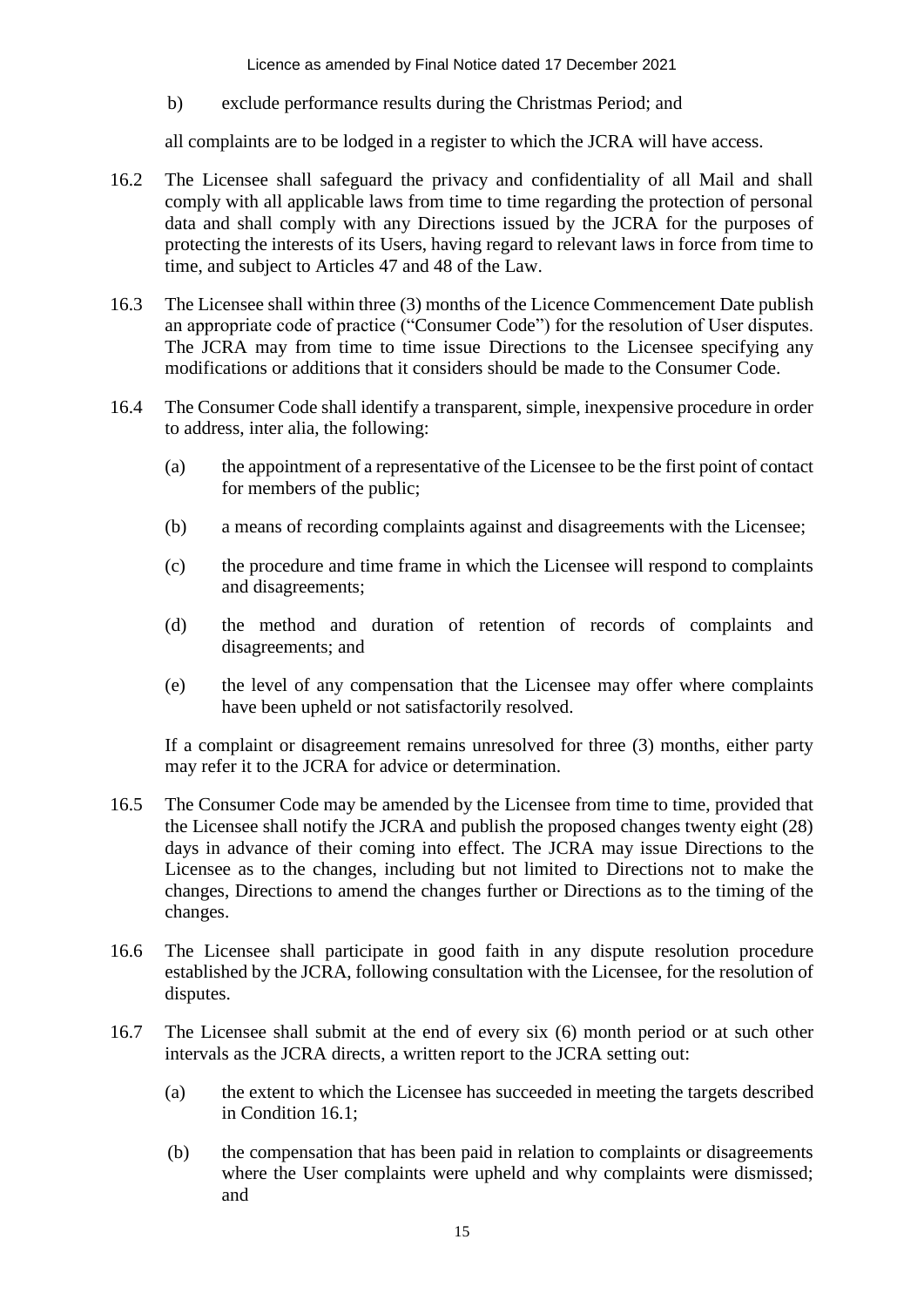b) exclude performance results during the Christmas Period; and

all complaints are to be lodged in a register to which the JCRA will have access.

16.2 The Licensee shall safeguard the privacy and confidentiality of all Mail and shall comply with all applicable laws from time to time regarding the protection of personal data and shall comply with any Directions issued by the JCRA for the purposes of protecting the interests of its Users, having regard to relevant laws in force from time to time, and subject to Articles 47 and 48 of the Law.

16.3 The Licensee shall within three (3) months of the Licence Commencement Date publish an appropriate code of practice ("Consumer Code") for the resolution of User disputes. The JCRA may from time to time issue Directions to the Licensee specifying any modifications or additions that it considers should be made to the Consumer Code.

16.4 The Consumer Code shall identify a transparent, simple, inexpensive procedure in order to address, inter alia, the following:

(a) the appointment of a representative of the Licensee to be the first point of contact for members of the public;

(b) a means of recording complaints against and disagreements with the Licensee;

(c) the procedure and time frame in which the Licensee will respond to complaints and disagreements;

(d) the method and duration of retention of records of complaints and disagreements; and

(e) the level of any compensation that the Licensee may offer where complaints have been upheld or not satisfactorily resolved.

If a complaint or disagreement remains unresolved for three (3) months, either party may refer it to the JCRA for advice or determination.

16.5 The Consumer Code may be amended by the Licensee from time to time, provided that the Licensee shall notify the JCRA and publish the proposed changes twenty eight (28) days in advance of their coming into effect. The JCRA may issue Directions to the Licensee as to the changes, including but not limited to Directions not to make the changes, Directions to amend the changes further or Directions as to the timing of the changes.

16.6 The Licensee shall participate in good faith in any dispute resolution procedure established by the JCRA, following consultation with the Licensee, for the resolution of disputes.

16.7 The Licensee shall submit at the end of every six (6) month period or at such other intervals as the JCRA directs, a written report to the JCRA setting out:

(a) the extent to which the Licensee has succeeded in meeting the targets described in Condition 16.1;

(b) the compensation that has been paid in relation to complaints or disagreements where the User complaints were upheld and why complaints were dismissed; and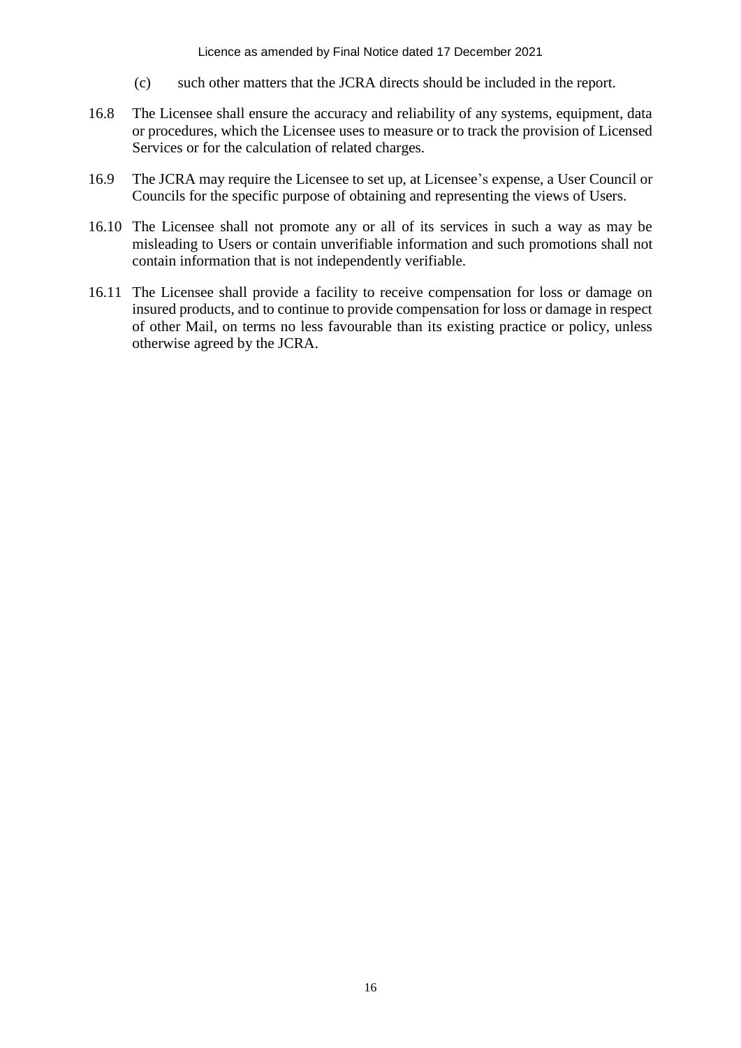(c) such other matters that the JCRA directs should be included in the report.

16.8 The Licensee shall ensure the accuracy and reliability of any systems, equipment, data or procedures, which the Licensee uses to measure or to track the provision of Licensed Services or for the calculation of related charges.

16.9 The JCRA may require the Licensee to set up, at Licensee's expense, a User Council or Councils for the specific purpose of obtaining and representing the views of Users.

16.10 The Licensee shall not promote any or all of its services in such a way as may be misleading to Users or contain unverifiable information and such promotions shall not contain information that is not independently verifiable.

16.11 The Licensee shall provide a facility to receive compensation for loss or damage on insured products, and to continue to provide compensation for loss or damage in respect of other Mail, on terms no less favourable than its existing practice or policy, unless otherwise agreed by the JCRA.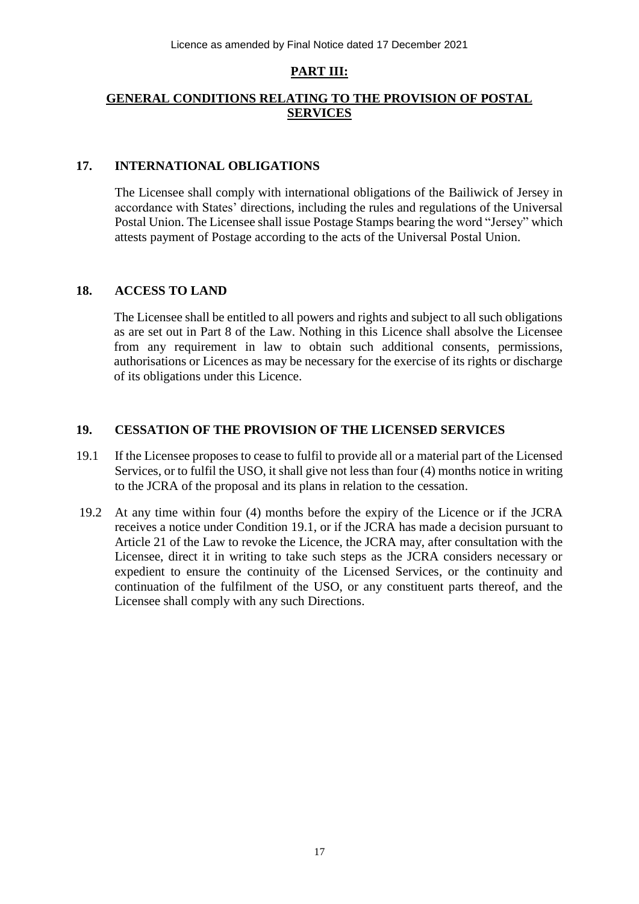## PART III:

## GENERAL CONDITIONS RELATING TO THE PROVISION OF POSTAL SERVICES

### 17. INTERNATIONAL OBLIGATIONS

The Licensee shall comply with international obligations of the Bailiwick of Jersey in accordance with States' directions, including the rules and regulations of the Universal Postal Union. The Licensee shall issue Postage Stamps bearing the word "Jersey" which attests payment of Postage according to the acts of the Universal Postal Union.

### 18. ACCESS TO LAND

The Licensee shall be entitled to all powers and rights and subject to all such obligations as are set out in Part 8 of the Law. Nothing in this Licence shall absolve the Licensee from any requirement in law to obtain such additional consents, permissions, authorisations or Licences as may be necessary for the exercise of its rights or discharge of its obligations under this Licence.

### 19. CESSATION OF THE PROVISION OF THE LICENSED SERVICES

19.1 If the Licensee proposes to cease to fulfil to provide all or a material part of the Licensed Services, or to fulfil the USO, it shall give not less than four (4) months notice in writing to the JCRA of the proposal and its plans in relation to the cessation.

19.2 At any time within four (4) months before the expiry of the Licence or if the JCRA receives a notice under Condition 19.1, or if the JCRA has made a decision pursuant to Article 21 of the Law to revoke the Licence, the JCRA may, after consultation with the Licensee, direct it in writing to take such steps as the JCRA considers necessary or expedient to ensure the continuity of the Licensed Services, or the continuity and continuation of the fulfilment of the USO, or any constituent parts thereof, and the Licensee shall comply with any such Directions.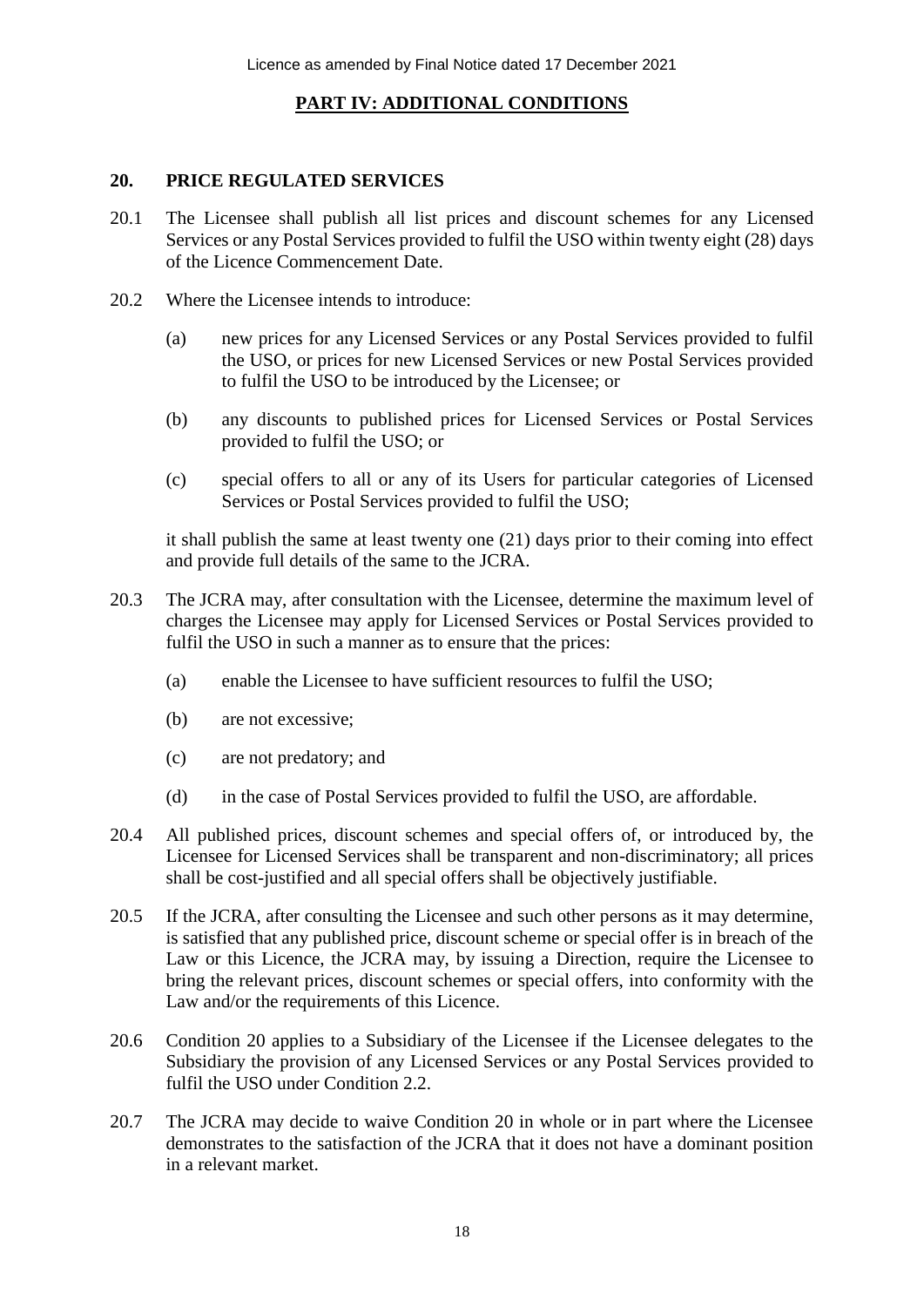## PART IV: ADDITIONAL CONDITIONS

### 20. PRICE REGULATED SERVICES

20.1 The Licensee shall publish all list prices and discount schemes for any Licensed Services or any Postal Services provided to fulfil the USO within twenty eight (28) days of the Licence Commencement Date.

20.2 Where the Licensee intends to introduce:

(a) new prices for any Licensed Services or any Postal Services provided to fulfil the USO, or prices for new Licensed Services or new Postal Services provided to fulfil the USO to be introduced by the Licensee; or

(b) any discounts to published prices for Licensed Services or Postal Services provided to fulfil the USO; or

(c) special offers to all or any of its Users for particular categories of Licensed Services or Postal Services provided to fulfil the USO;

it shall publish the same at least twenty one (21) days prior to their coming into effect and provide full details of the same to the JCRA.

20.3 The JCRA may, after consultation with the Licensee, determine the maximum level of charges the Licensee may apply for Licensed Services or Postal Services provided to fulfil the USO in such a manner as to ensure that the prices:

(a) enable the Licensee to have sufficient resources to fulfil the USO;

(b) are not excessive;

(c) are not predatory; and

(d) in the case of Postal Services provided to fulfil the USO, are affordable.

20.4 All published prices, discount schemes and special offers of, or introduced by, the Licensee for Licensed Services shall be transparent and non-discriminatory; all prices shall be cost-justified and all special offers shall be objectively justifiable.

20.5 If the JCRA, after consulting the Licensee and such other persons as it may determine, is satisfied that any published price, discount scheme or special offer is in breach of the Law or this Licence, the JCRA may, by issuing a Direction, require the Licensee to bring the relevant prices, discount schemes or special offers, into conformity with the Law and/or the requirements of this Licence.

20.6 Condition 20 applies to a Subsidiary of the Licensee if the Licensee delegates to the Subsidiary the provision of any Licensed Services or any Postal Services provided to fulfil the USO under Condition 2.2.

20.7 The JCRA may decide to waive Condition 20 in whole or in part where the Licensee demonstrates to the satisfaction of the JCRA that it does not have a dominant position in a relevant market.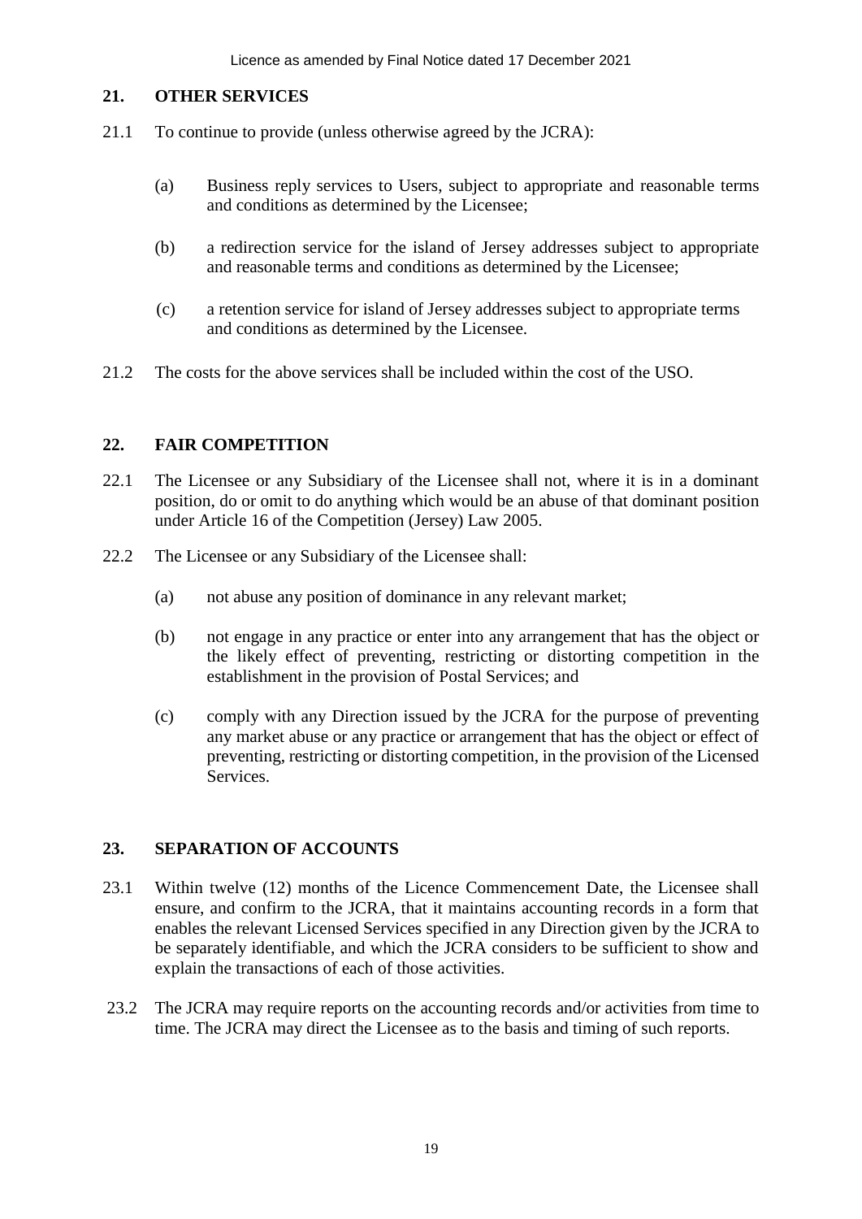## 21. OTHER SERVICES

21.1 To continue to provide (unless otherwise agreed by the JCRA):

- (a) Business reply services to Users, subject to appropriate and reasonable terms and conditions as determined by the Licensee;
- (b) a redirection service for the island of Jersey addresses subject to appropriate and reasonable terms and conditions as determined by the Licensee;
- (c) a retention service for island of Jersey addresses subject to appropriate terms and conditions as determined by the Licensee.

21.2 The costs for the above services shall be included within the cost of the USO.

## 22. FAIR COMPETITION

22.1 The Licensee or any Subsidiary of the Licensee shall not, where it is in a dominant position, do or omit to do anything which would be an abuse of that dominant position under Article 16 of the Competition (Jersey) Law 2005.

22.2 The Licensee or any Subsidiary of the Licensee shall:

- (a) not abuse any position of dominance in any relevant market;
- (b) not engage in any practice or enter into any arrangement that has the object or the likely effect of preventing, restricting or distorting competition in the establishment in the provision of Postal Services; and
- (c) comply with any Direction issued by the JCRA for the purpose of preventing any market abuse or any practice or arrangement that has the object or effect of preventing, restricting or distorting competition, in the provision of the Licensed Services.

## 23. SEPARATION OF ACCOUNTS

23.1 Within twelve (12) months of the Licence Commencement Date, the Licensee shall ensure, and confirm to the JCRA, that it maintains accounting records in a form that enables the relevant Licensed Services specified in any Direction given by the JCRA to be separately identifiable, and which the JCRA considers to be sufficient to show and explain the transactions of each of those activities.

23.2 The JCRA may require reports on the accounting records and/or activities from time to time. The JCRA may direct the Licensee as to the basis and timing of such reports.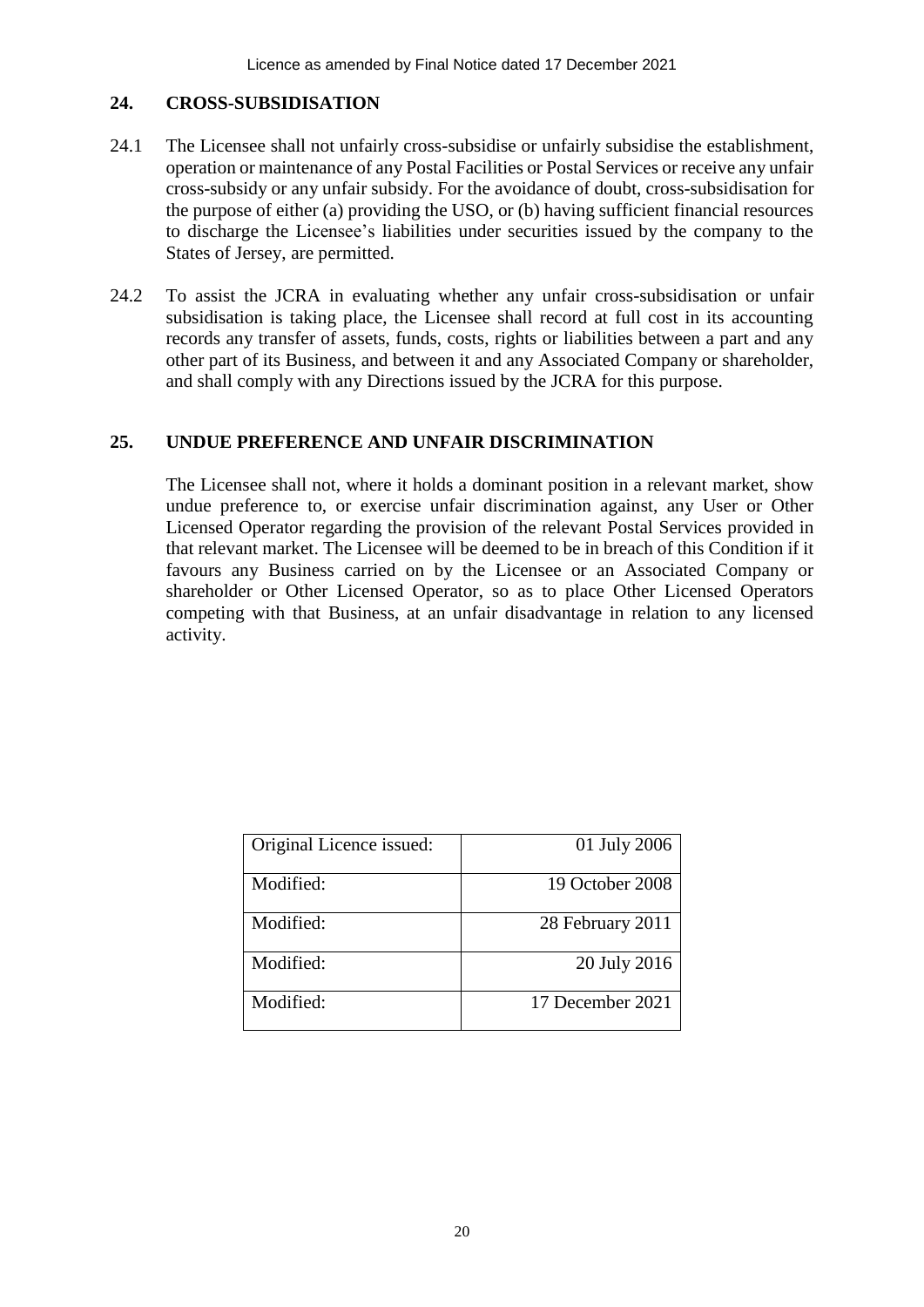## 24. CROSS-SUBSIDISATION

24.1 The Licensee shall not unfairly cross-subsidise or unfairly subsidise the establishment, operation or maintenance of any Postal Facilities or Postal Services or receive any unfair cross-subsidy or any unfair subsidy. For the avoidance of doubt, cross-subsidisation for the purpose of either (a) providing the USO, or (b) having sufficient financial resources to discharge the Licensee's liabilities under securities issued by the company to the States of Jersey, are permitted.

24.2 To assist the JCRA in evaluating whether any unfair cross-subsidisation or unfair subsidisation is taking place, the Licensee shall record at full cost in its accounting records any transfer of assets, funds, costs, rights or liabilities between a part and any other part of its Business, and between it and any Associated Company or shareholder, and shall comply with any Directions issued by the JCRA for this purpose.

## 25. UNDUE PREFERENCE AND UNFAIR DISCRIMINATION

The Licensee shall not, where it holds a dominant position in a relevant market, show undue preference to, or exercise unfair discrimination against, any User or Other Licensed Operator regarding the provision of the relevant Postal Services provided in that relevant market. The Licensee will be deemed to be in breach of this Condition if it favours any Business carried on by the Licensee or an Associated Company or shareholder or Other Licensed Operator, so as to place Other Licensed Operators competing with that Business, at an unfair disadvantage in relation to any licensed activity.

| | |
|---|---|
| Original Licence issued: | 01 July 2006 |
| Modified: | 19 October 2008 |
| Modified: | 28 February 2011 |
| Modified: | 20 July 2016 |
| Modified: | 17 December 2021 |